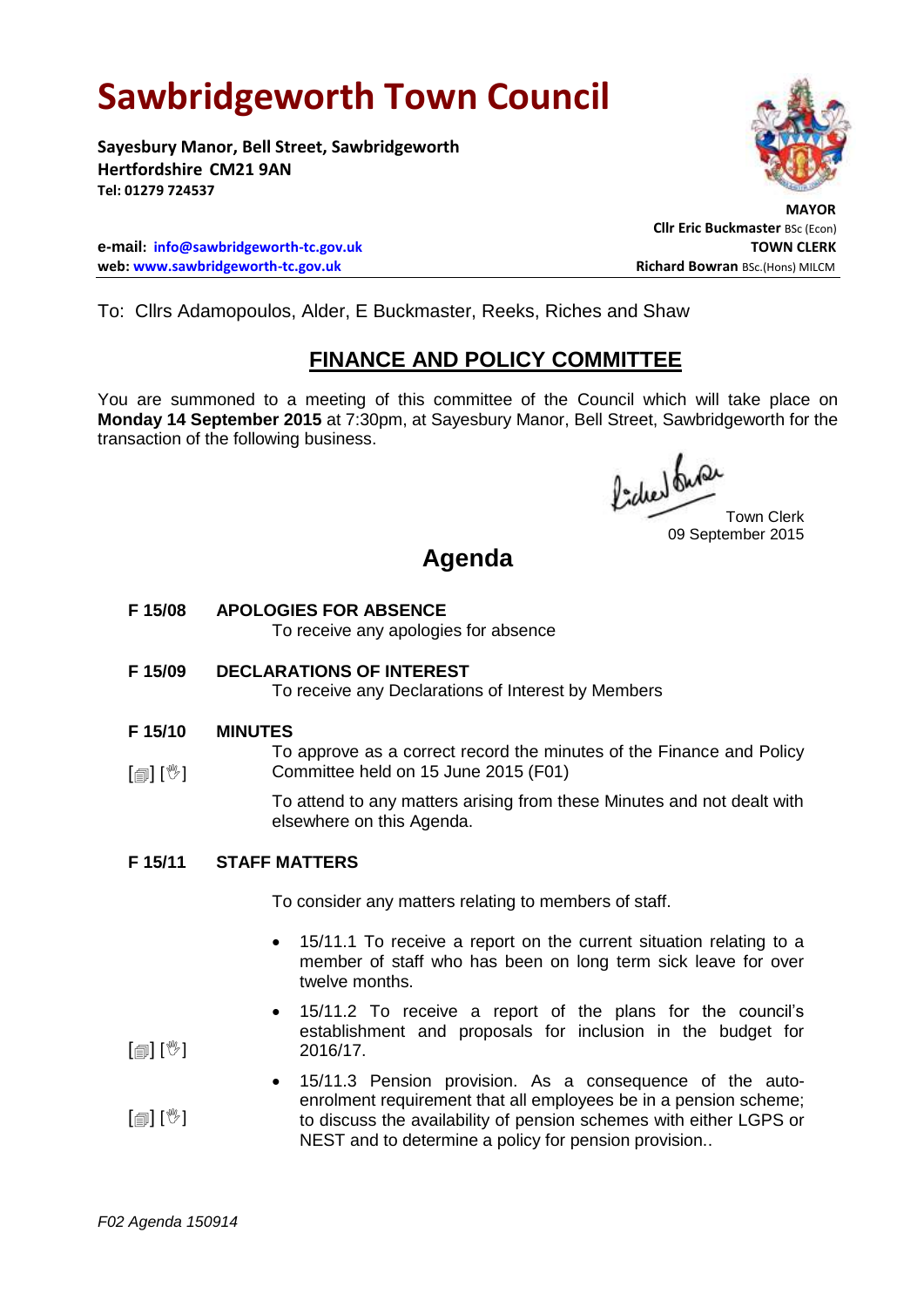# Sawbridgeworth Town Council

**Sayesbury Manor, Bell Street, Sawbridgeworth**
**Hertfordshire CM21 9AN**
**Tel: 01279 724537**

**MAYOR**
**Cllr Eric Buckmaster** BSc (Econ)

**e-mail: info@sawbridgeworth-tc.gov.uk**
**web: www.sawbridgeworth-tc.gov.uk**

**TOWN CLERK**
**Richard Bowran** BSc.(Hons) MILCM

To: Cllrs Adamopoulos, Alder, E Buckmaster, Reeks, Riches and Shaw

## FINANCE AND POLICY COMMITTEE

You are summoned to a meeting of this committee of the Council which will take place on **Monday 14 September 2015** at 7:30pm, at Sayesbury Manor, Bell Street, Sawbridgeworth for the transaction of the following business.

Town Clerk
09 September 2015

## Agenda

**F 15/08 APOLOGIES FOR ABSENCE**

To receive any apologies for absence

**F 15/09 DECLARATIONS OF INTEREST**

To receive any Declarations of Interest by Members

**F 15/10 MINUTES**

[📄] [✋] To approve as a correct record the minutes of the Finance and Policy Committee held on 15 June 2015 (F01)

To attend to any matters arising from these Minutes and not dealt with elsewhere on this Agenda.

**F 15/11 STAFF MATTERS**

To consider any matters relating to members of staff.

- 15/11.1 To receive a report on the current situation relating to a member of staff who has been on long term sick leave for over twelve months.
- [📄] [✋] 15/11.2 To receive a report of the plans for the council's establishment and proposals for inclusion in the budget for 2016/17.
- [📄] [✋] 15/11.3 Pension provision. As a consequence of the auto-enrolment requirement that all employees be in a pension scheme; to discuss the availability of pension schemes with either LGPS or NEST and to determine a policy for pension provision..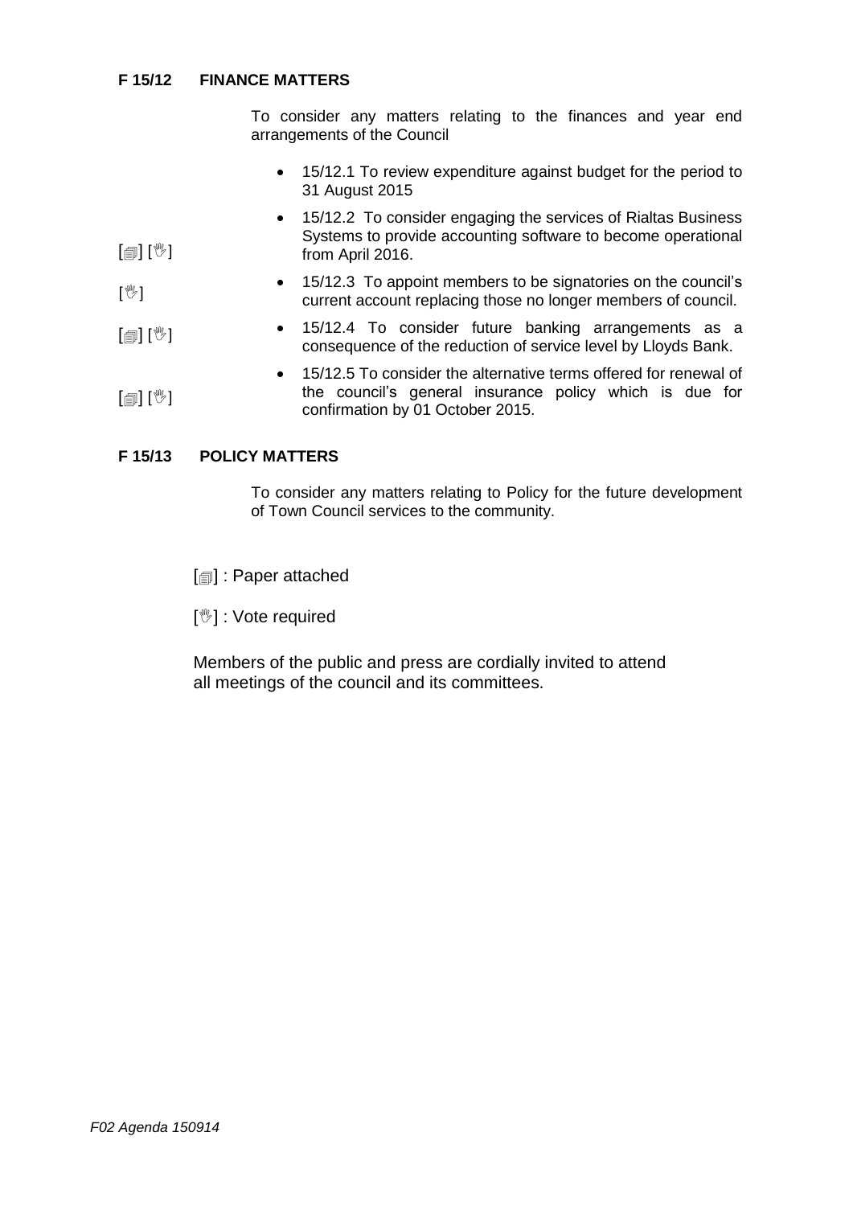**F 15/12 FINANCE MATTERS**

To consider any matters relating to the finances and year end arrangements of the Council

- 15/12.1 To review expenditure against budget for the period to 31 August 2015
- [🗐] [🖑] 15/12.2 To consider engaging the services of Rialtas Business Systems to provide accounting software to become operational from April 2016.
- [🖑] 15/12.3 To appoint members to be signatories on the council's current account replacing those no longer members of council.
- [🗐] [🖑] 15/12.4 To consider future banking arrangements as a consequence of the reduction of service level by Lloyds Bank.
- [🗐] [🖑] 15/12.5 To consider the alternative terms offered for renewal of the council's general insurance policy which is due for confirmation by 01 October 2015.

**F 15/13 POLICY MATTERS**

To consider any matters relating to Policy for the future development of Town Council services to the community.

[🗐] : Paper attached

[🖑] : Vote required

Members of the public and press are cordially invited to attend all meetings of the council and its committees.

*F02 Agenda 150914*